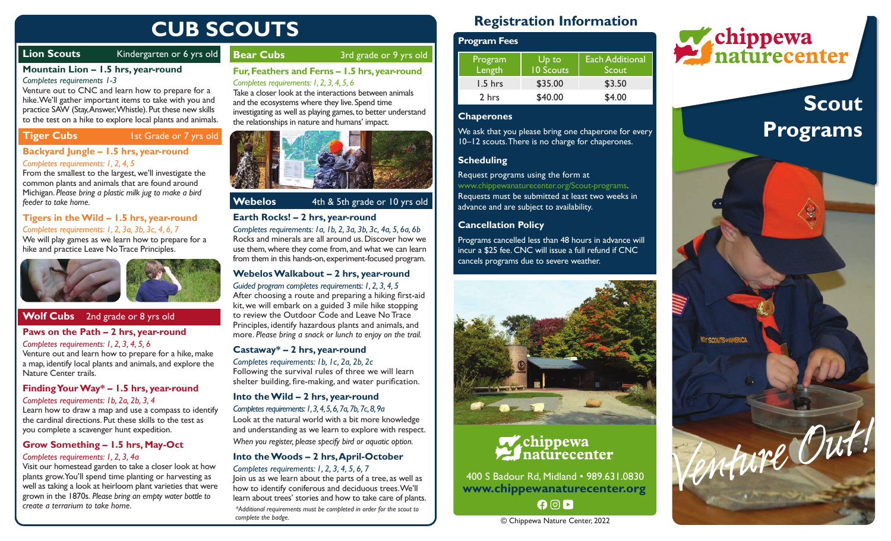# CUB SCOUTS

## Lion Scouts — Kindergarten or 6 yrs old

### Mountain Lion – 1.5 hrs, year-round

*Completes requirements 1-3*

Venture out to CNC and learn how to prepare for a hike. We'll gather important items to take with you and practice SAW (Stay, Answer, Whistle). Put these new skills to the test on a hike to explore local plants and animals.

## Tiger Cubs — 1st Grade or 7 yrs old

### Backyard Jungle – 1.5 hrs, year-round

*Completes requirements: 1, 2, 4, 5*

From the smallest to the largest, we'll investigate the common plants and animals that are found around Michigan. *Please bring a plastic milk jug to make a bird feeder to take home.*

### Tigers in the Wild – 1.5 hrs, year-round

*Completes requirements: 1, 2, 3a, 3b, 3c, 4, 6, 7*

We will play games as we learn how to prepare for a hike and practice Leave No Trace Principles.

## Wolf Cubs — 2nd grade or 8 yrs old

### Paws on the Path – 2 hrs, year-round

*Completes requirements: 1, 2, 3, 4, 5, 6*

Venture out and learn how to prepare for a hike, make a map, identify local plants and animals, and explore the Nature Center trails.

### Finding Your Way* – 1.5 hrs, year-round

*Completes requirements: 1b, 2a, 2b, 3, 4*

Learn how to draw a map and use a compass to identify the cardinal directions. Put these skills to the test as you complete a scavenger hunt expedition.

### Grow Something – 1.5 hrs, May-Oct

*Completes requirements: 1, 2, 3, 4a*

Visit our homestead garden to take a closer look at how plants grow. You'll spend time planting or harvesting as well as taking a look at heirloom plant varieties that were grown in the 1870s. *Please bring an empty water bottle to create a terrarium to take home.*

## Bear Cubs — 3rd grade or 9 yrs old

### Fur, Feathers and Ferns – 1.5 hrs, year-round

*Completes requirements: 1, 2, 3, 4, 5, 6*

Take a closer look at the interactions between animals and the ecosystems where they live. Spend time investigating as well as playing games, to better understand the relationships in nature and humans' impact.

## Webelos — 4th & 5th grade or 10 yrs old

### Earth Rocks! – 2 hrs, year-round

*Completes requirements: 1a, 1b, 2, 3a, 3b, 3c, 4a, 5, 6a, 6b*

Rocks and minerals are all around us. Discover how we use them, where they come from, and what we can learn from them in this hands-on, experiment-focused program.

### Webelos Walkabout – 2 hrs, year-round

*Guided program completes requirements: 1, 2, 3, 4, 5*

After choosing a route and preparing a hiking first-aid kit, we will embark on a guided 3 mile hike stopping to review the Outdoor Code and Leave No Trace Principles, identify hazardous plants and animals, and more. *Please bring a snack or lunch to enjoy on the trail.*

### Castaway* – 2 hrs, year-round

*Completes requirements: 1b, 1c, 2a, 2b, 2c*

Following the survival rules of three we will learn shelter building, fire-making, and water purification.

### Into the Wild – 2 hrs, year-round

*Completes requirements: 1, 3, 4, 5, 6, 7a, 7b, 7c, 8, 9a*

Look at the natural world with a bit more knowledge and understanding as we learn to explore with respect.

*When you register, please specify bird or aquatic option.*

### Into the Woods – 2 hrs, April-October

*Completes requirements: 1, 2, 3, 4, 5, 6, 7*

Join us as we learn about the parts of a tree, as well as how to identify coniferous and deciduous trees. We'll learn about trees' stories and how to take care of plants.

*\*Additional requirements must be completed in order for the scout to complete the badge.*

# Registration Information

## Program Fees

| Program Length | Up to 10 Scouts | Each Additional Scout |
|---|---|---|
| 1.5 hrs | $35.00 | $3.50 |
| 2 hrs | $40.00 | $4.00 |

## Chaperones

We ask that you please bring one chaperone for every 10–12 scouts. There is no charge for chaperones.

## Scheduling

Request programs using the form at www.chippewanaturecenter.org/Scout-programs. Requests must be submitted at least two weeks in advance and are subject to availability.

## Cancellation Policy

Programs cancelled less than 48 hours in advance will incur a $25 fee. CNC will issue a full refund if CNC cancels programs due to severe weather.

chippewa naturecenter

400 S Badour Rd, Midland • 989.631.0830

**www.chippewanaturecenter.org**

© Chippewa Nature Center, 2022

chippewa naturecenter

# Scout Programs

*Venture Out!*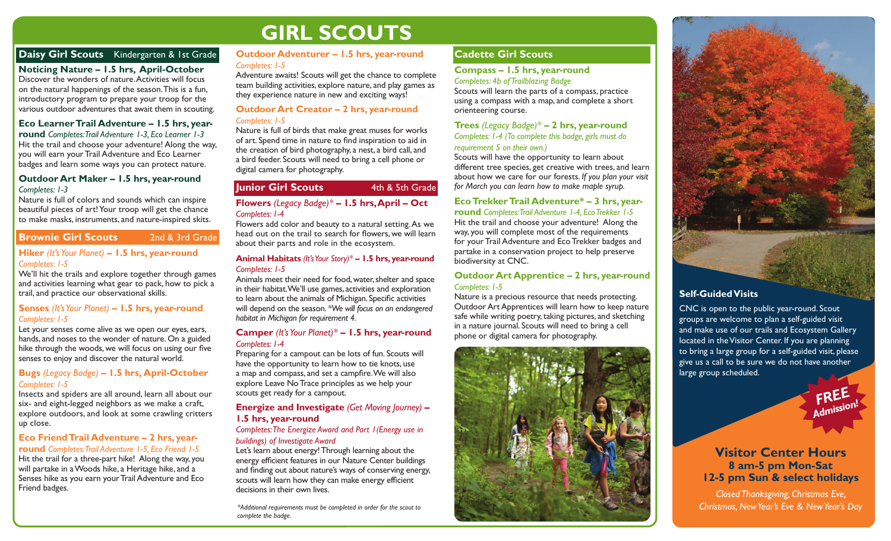# GIRL SCOUTS

## Daisy Girl Scouts — Kindergarten & 1st Grade

### Noticing Nature – 1.5 hrs, April-October

Discover the wonders of nature. Activities will focus on the natural happenings of the season. This is a fun, introductory program to prepare your troop for the various outdoor adventures that await them in scouting.

### Eco Learner Trail Adventure – 1.5 hrs, year-round

*Completes: Trail Adventure 1-3, Eco Learner 1-3*

Hit the trail and choose your adventure! Along the way, you will earn your Trail Adventure and Eco Learner badges and learn some ways you can protect nature.

### Outdoor Art Maker – 1.5 hrs, year-round

*Completes: 1-3*

Nature is full of colors and sounds which can inspire beautiful pieces of art! Your troop will get the chance to make masks, instruments, and nature-inspired skits.

## Brownie Girl Scouts — 2nd & 3rd Grade

### Hiker *(It's Your Planet)* – 1.5 hrs, year-round

*Completes: 1-5*

We'll hit the trails and explore together through games and activities learning what gear to pack, how to pick a trail, and practice our observational skills.

### Senses *(It's Your Planet)* – 1.5 hrs, year-round

*Completes: 1-5*

Let your senses come alive as we open our eyes, ears, hands, and noses to the wonder of nature. On a guided hike through the woods, we will focus on using our five senses to enjoy and discover the natural world.

### Bugs *(Legacy Badge)* – 1.5 hrs, April-October

*Completes: 1-5*

Insects and spiders are all around, learn all about our six- and eight-legged neighbors as we make a craft, explore outdoors, and look at some crawling critters up close.

### Eco Friend Trail Adventure – 2 hrs, year-round

*Completes: Trail Adventure 1-5, Eco Friend 1-5*

Hit the trail for a three-part hike! Along the way, you will partake in a Woods hike, a Heritage hike, and a Senses hike as you earn your Trail Adventure and Eco Friend badges.

### Outdoor Adventurer – 1.5 hrs, year-round

*Completes: 1-5*

Adventure awaits! Scouts will get the chance to complete team building activities, explore nature, and play games as they experience nature in new and exciting ways!

### Outdoor Art Creator – 2 hrs, year-round

*Completes: 1-5*

Nature is full of birds that make great muses for works of art. Spend time in nature to find inspiration to aid in the creation of bird photography, a nest, a bird call, and a bird feeder. Scouts will need to bring a cell phone or digital camera for photography.

## Junior Girl Scouts — 4th & 5th Grade

### Flowers *(Legacy Badge)** – 1.5 hrs, April – Oct

*Completes: 1-4*

Flowers add color and beauty to a natural setting. As we head out on the trail to search for flowers, we will learn about their parts and role in the ecosystem.

### Animal Habitats *(It's Your Story)** – 1.5 hrs, year-round

*Completes: 1-5*

Animals meet their need for food, water, shelter and space in their habitat. We'll use games, activities and exploration to learn about the animals of Michigan. Specific activities will depend on the season. *\*We will focus on an endangered habitat in Michigan for requirement 4.*

### Camper *(It's Your Planet)** – 1.5 hrs, year-round

*Completes: 1-4*

Preparing for a campout can be lots of fun. Scouts will have the opportunity to learn how to tie knots, use a map and compass, and set a campfire. We will also explore Leave No Trace principles as we help your scouts get ready for a campout.

### Energize and Investigate *(Get Moving Journey)* – 1.5 hrs, year-round

*Completes: The Energize Award and Part 1 (Energy use in buildings) of Investigate Award*

Let's learn about energy! Through learning about the energy efficient features in our Nature Center buildings and finding out about nature's ways of conserving energy, scouts will learn how they can make energy efficient decisions in their own lives.

*\*Additional requirements must be completed in order for the scout to complete the badge.*

## Cadette Girl Scouts

### Compass – 1.5 hrs, year-round

*Completes: 4b of Trailblazing Badge*

Scouts will learn the parts of a compass, practice using a compass with a map, and complete a short orienteering course.

### Trees *(Legacy Badge)** – 2 hrs, year-round

*Completes: 1-4 (To complete this badge, girls must do requirement 5 on their own.)*

Scouts will have the opportunity to learn about different tree species, get creative with trees, and learn about how we care for our forests. *If you plan your visit for March you can learn how to make maple syrup.*

### Eco Trekker Trail Adventure* – 3 hrs, year-round

*Completes: Trail Adventure 1-4, Eco Trekker 1-5*

Hit the trail and choose your adventure! Along the way, you will complete most of the requirements for your Trail Adventure and Eco Trekker badges and partake in a conservation project to help preserve biodiversity at CNC.

### Outdoor Art Apprentice – 2 hrs, year-round

*Completes: 1-5*

Nature is a precious resource that needs protecting. Outdoor Art Apprentices will learn how to keep nature safe while writing poetry, taking pictures, and sketching in a nature journal. Scouts will need to bring a cell phone or digital camera for photography.

## Self-Guided Visits

CNC is open to the public year-round. Scout groups are welcome to plan a self-guided visit and make use of our trails and Ecosystem Gallery located in the Visitor Center. If you are planning to bring a large group for a self-guided visit, please give us a call to be sure we do not have another large group scheduled.

**FREE Admission!**

## Visitor Center Hours

**8 am-5 pm Mon-Sat**
**12-5 pm Sun & select holidays**

*Closed Thanksgiving, Christmas Eve, Christmas, New Year's Eve & New Year's Day*